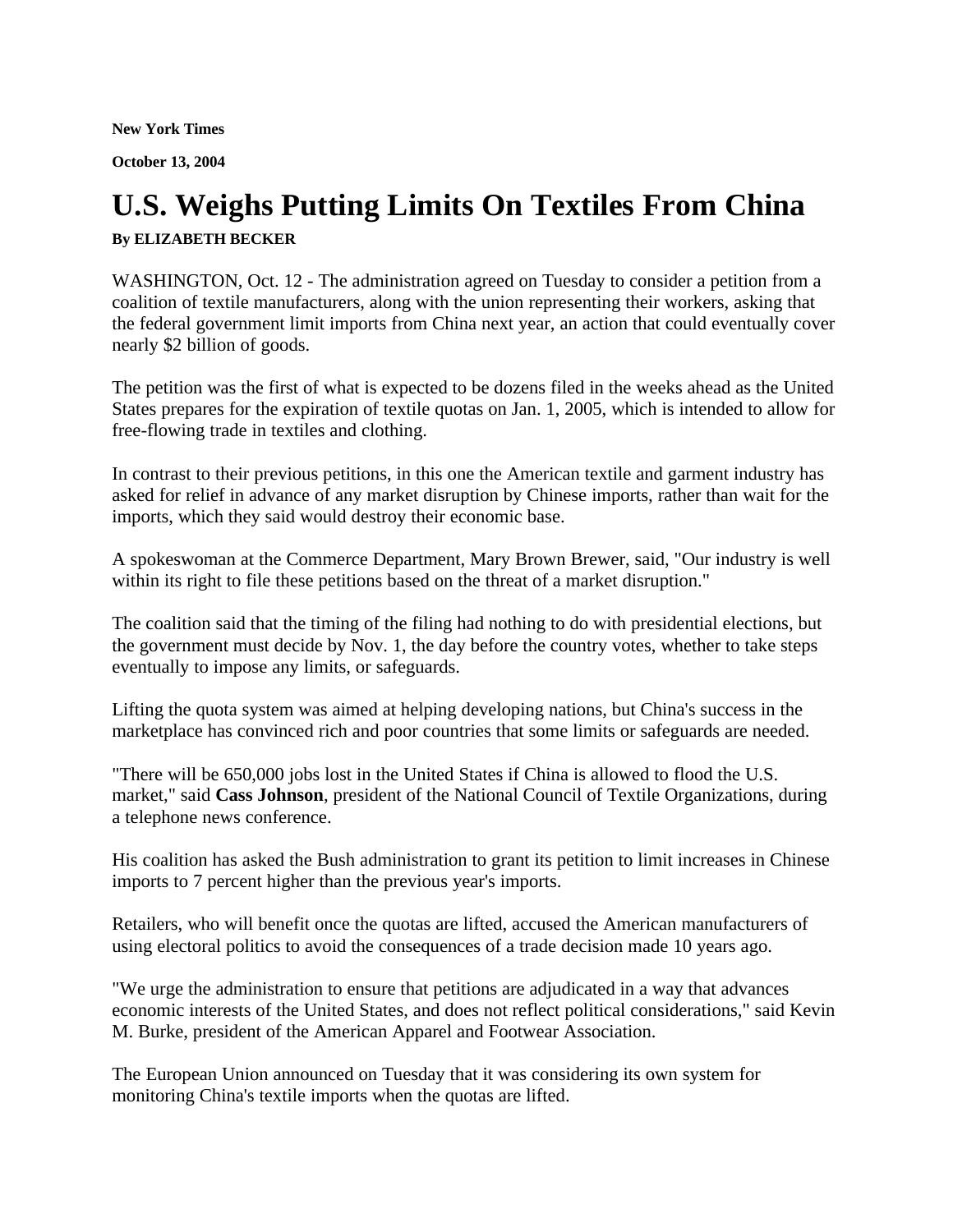**New York Times**

**October 13, 2004**

# U.S. Weighs Putting Limits On Textiles From China

**By ELIZABETH BECKER**

WASHINGTON, Oct. 12 - The administration agreed on Tuesday to consider a petition from a coalition of textile manufacturers, along with the union representing their workers, asking that the federal government limit imports from China next year, an action that could eventually cover nearly $2 billion of goods.

The petition was the first of what is expected to be dozens filed in the weeks ahead as the United States prepares for the expiration of textile quotas on Jan. 1, 2005, which is intended to allow for free-flowing trade in textiles and clothing.

In contrast to their previous petitions, in this one the American textile and garment industry has asked for relief in advance of any market disruption by Chinese imports, rather than wait for the imports, which they said would destroy their economic base.

A spokeswoman at the Commerce Department, Mary Brown Brewer, said, "Our industry is well within its right to file these petitions based on the threat of a market disruption."

The coalition said that the timing of the filing had nothing to do with presidential elections, but the government must decide by Nov. 1, the day before the country votes, whether to take steps eventually to impose any limits, or safeguards.

Lifting the quota system was aimed at helping developing nations, but China's success in the marketplace has convinced rich and poor countries that some limits or safeguards are needed.

"There will be 650,000 jobs lost in the United States if China is allowed to flood the U.S. market," said **Cass Johnson**, president of the National Council of Textile Organizations, during a telephone news conference.

His coalition has asked the Bush administration to grant its petition to limit increases in Chinese imports to 7 percent higher than the previous year's imports.

Retailers, who will benefit once the quotas are lifted, accused the American manufacturers of using electoral politics to avoid the consequences of a trade decision made 10 years ago.

"We urge the administration to ensure that petitions are adjudicated in a way that advances economic interests of the United States, and does not reflect political considerations," said Kevin M. Burke, president of the American Apparel and Footwear Association.

The European Union announced on Tuesday that it was considering its own system for monitoring China's textile imports when the quotas are lifted.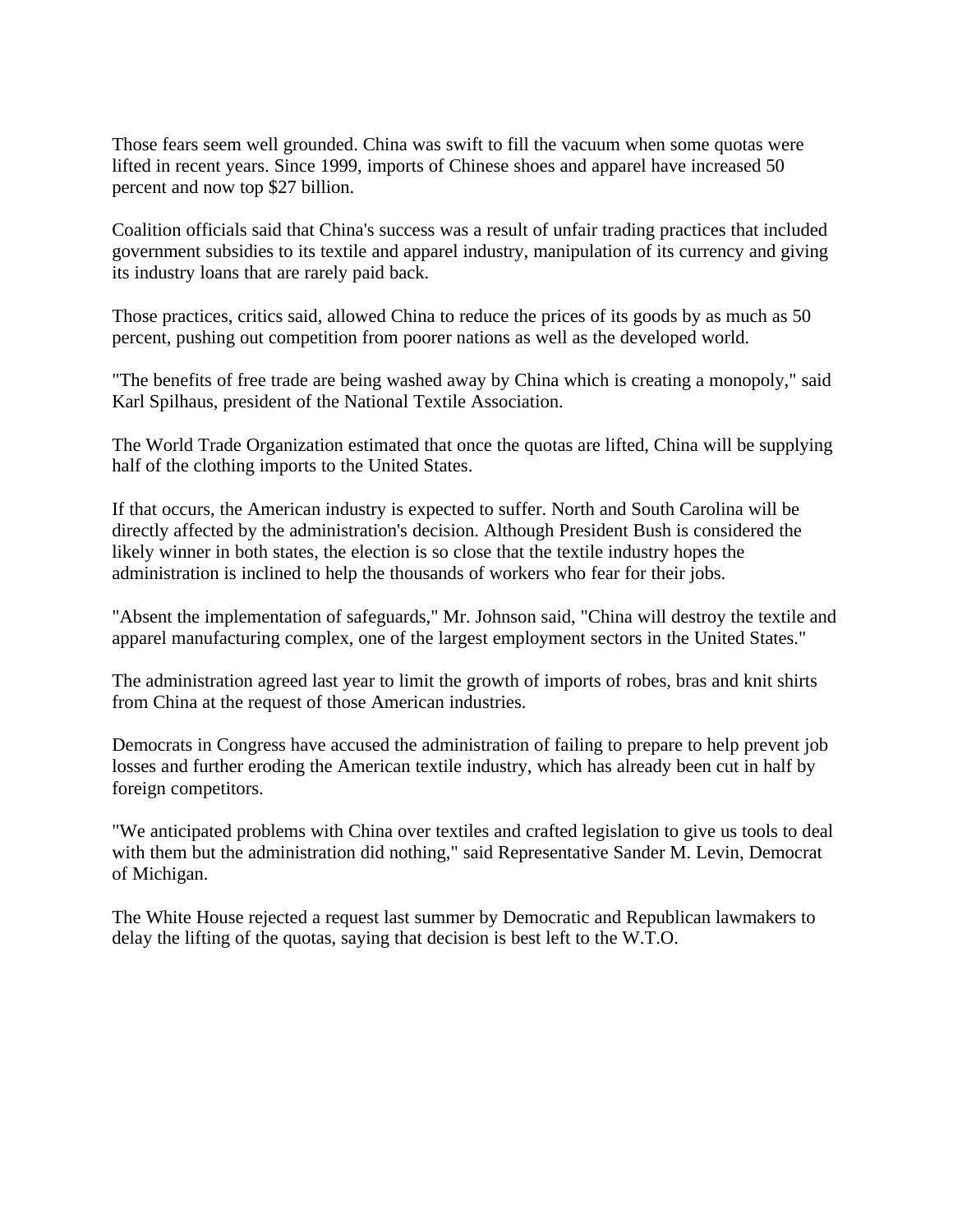Those fears seem well grounded. China was swift to fill the vacuum when some quotas were lifted in recent years. Since 1999, imports of Chinese shoes and apparel have increased 50 percent and now top $27 billion.

Coalition officials said that China's success was a result of unfair trading practices that included government subsidies to its textile and apparel industry, manipulation of its currency and giving its industry loans that are rarely paid back.

Those practices, critics said, allowed China to reduce the prices of its goods by as much as 50 percent, pushing out competition from poorer nations as well as the developed world.

"The benefits of free trade are being washed away by China which is creating a monopoly," said Karl Spilhaus, president of the National Textile Association.

The World Trade Organization estimated that once the quotas are lifted, China will be supplying half of the clothing imports to the United States.

If that occurs, the American industry is expected to suffer. North and South Carolina will be directly affected by the administration's decision. Although President Bush is considered the likely winner in both states, the election is so close that the textile industry hopes the administration is inclined to help the thousands of workers who fear for their jobs.

"Absent the implementation of safeguards," Mr. Johnson said, "China will destroy the textile and apparel manufacturing complex, one of the largest employment sectors in the United States."

The administration agreed last year to limit the growth of imports of robes, bras and knit shirts from China at the request of those American industries.

Democrats in Congress have accused the administration of failing to prepare to help prevent job losses and further eroding the American textile industry, which has already been cut in half by foreign competitors.

"We anticipated problems with China over textiles and crafted legislation to give us tools to deal with them but the administration did nothing," said Representative Sander M. Levin, Democrat of Michigan.

The White House rejected a request last summer by Democratic and Republican lawmakers to delay the lifting of the quotas, saying that decision is best left to the W.T.O.